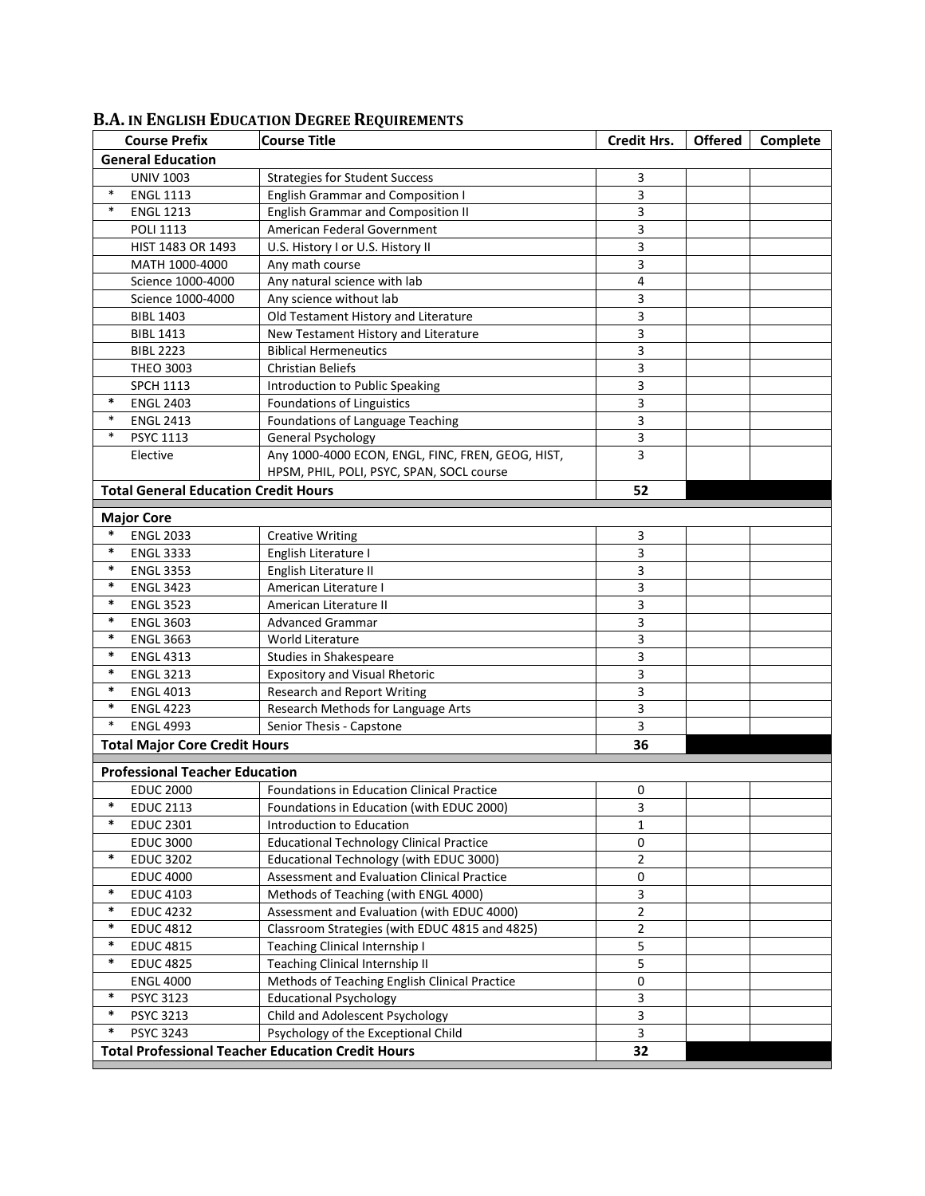## B.A. IN ENGLISH EDUCATION DEGREE REQUIREMENTS

| Course Prefix | Course Title | Credit Hrs. | Offered | Complete |
|---|---|---|---|---|
| **General Education** | | | | |
| UNIV 1003 | Strategies for Student Success | 3 | | |
| * ENGL 1113 | English Grammar and Composition I | 3 | | |
| * ENGL 1213 | English Grammar and Composition II | 3 | | |
| POLI 1113 | American Federal Government | 3 | | |
| HIST 1483 OR 1493 | U.S. History I or U.S. History II | 3 | | |
| MATH 1000-4000 | Any math course | 3 | | |
| Science 1000-4000 | Any natural science with lab | 4 | | |
| Science 1000-4000 | Any science without lab | 3 | | |
| BIBL 1403 | Old Testament History and Literature | 3 | | |
| BIBL 1413 | New Testament History and Literature | 3 | | |
| BIBL 2223 | Biblical Hermeneutics | 3 | | |
| THEO 3003 | Christian Beliefs | 3 | | |
| SPCH 1113 | Introduction to Public Speaking | 3 | | |
| * ENGL 2403 | Foundations of Linguistics | 3 | | |
| * ENGL 2413 | Foundations of Language Teaching | 3 | | |
| * PSYC 1113 | General Psychology | 3 | | |
| Elective | Any 1000-4000 ECON, ENGL, FINC, FREN, GEOG, HIST, HPSM, PHIL, POLI, PSYC, SPAN, SOCL course | 3 | | |
| **Total General Education Credit Hours** | | **52** | | |
| **Major Core** | | | | |
| * ENGL 2033 | Creative Writing | 3 | | |
| * ENGL 3333 | English Literature I | 3 | | |
| * ENGL 3353 | English Literature II | 3 | | |
| * ENGL 3423 | American Literature I | 3 | | |
| * ENGL 3523 | American Literature II | 3 | | |
| * ENGL 3603 | Advanced Grammar | 3 | | |
| * ENGL 3663 | World Literature | 3 | | |
| * ENGL 4313 | Studies in Shakespeare | 3 | | |
| * ENGL 3213 | Expository and Visual Rhetoric | 3 | | |
| * ENGL 4013 | Research and Report Writing | 3 | | |
| * ENGL 4223 | Research Methods for Language Arts | 3 | | |
| * ENGL 4993 | Senior Thesis - Capstone | 3 | | |
| **Total Major Core Credit Hours** | | **36** | | |
| **Professional Teacher Education** | | | | |
| EDUC 2000 | Foundations in Education Clinical Practice | 0 | | |
| * EDUC 2113 | Foundations in Education (with EDUC 2000) | 3 | | |
| * EDUC 2301 | Introduction to Education | 1 | | |
| EDUC 3000 | Educational Technology Clinical Practice | 0 | | |
| * EDUC 3202 | Educational Technology (with EDUC 3000) | 2 | | |
| EDUC 4000 | Assessment and Evaluation Clinical Practice | 0 | | |
| * EDUC 4103 | Methods of Teaching (with ENGL 4000) | 3 | | |
| * EDUC 4232 | Assessment and Evaluation (with EDUC 4000) | 2 | | |
| * EDUC 4812 | Classroom Strategies (with EDUC 4815 and 4825) | 2 | | |
| * EDUC 4815 | Teaching Clinical Internship I | 5 | | |
| * EDUC 4825 | Teaching Clinical Internship II | 5 | | |
| ENGL 4000 | Methods of Teaching English Clinical Practice | 0 | | |
| * PSYC 3123 | Educational Psychology | 3 | | |
| * PSYC 3213 | Child and Adolescent Psychology | 3 | | |
| * PSYC 3243 | Psychology of the Exceptional Child | 3 | | |
| **Total Professional Teacher Education Credit Hours** | | **32** | | |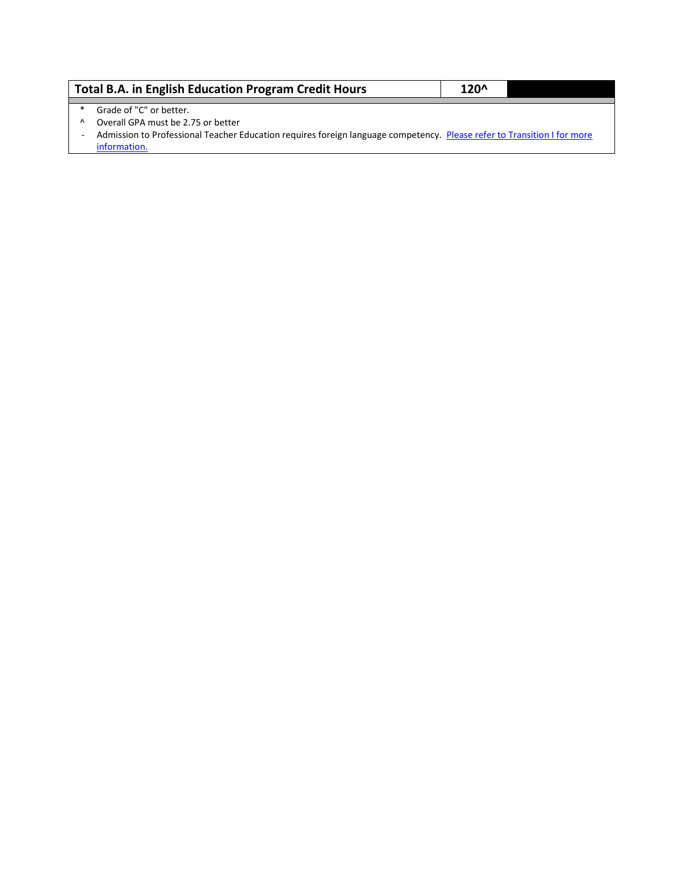| Total B.A. in English Education Program Credit Hours | 120^ | |
| --- | --- | --- |

- \* Grade of "C" or better.
- ^ Overall GPA must be 2.75 or better
- \- Admission to Professional Teacher Education requires foreign language competency. [Please refer to Transition I for more information.]()